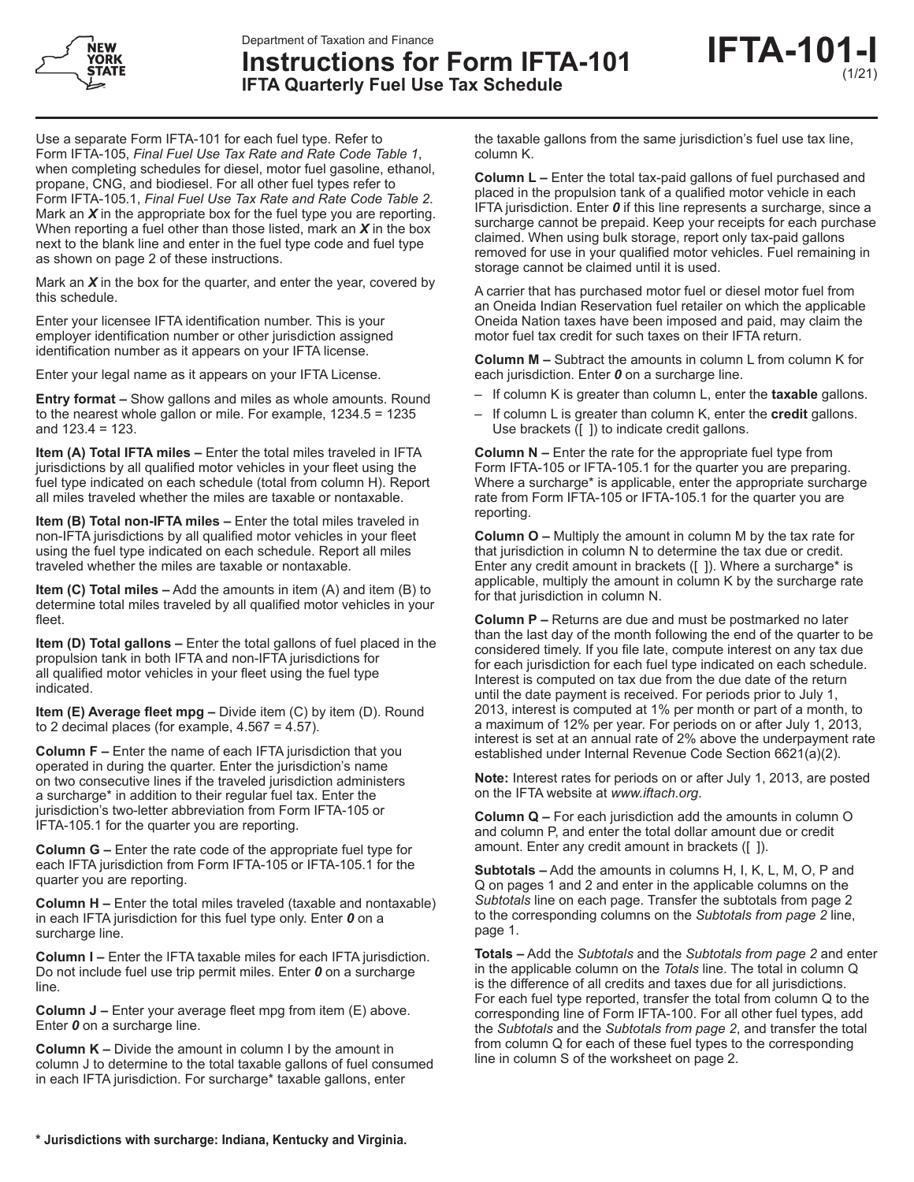Department of Taxation and Finance

# Instructions for Form IFTA-101

## IFTA Quarterly Fuel Use Tax Schedule

**IFTA-101-I** (1/21)

Use a separate Form IFTA-101 for each fuel type. Refer to Form IFTA-105, *Final Fuel Use Tax Rate and Rate Code Table 1*, when completing schedules for diesel, motor fuel gasoline, ethanol, propane, CNG, and biodiesel. For all other fuel types refer to Form IFTA-105.1, *Final Fuel Use Tax Rate and Rate Code Table 2*. Mark an ***X*** in the appropriate box for the fuel type you are reporting. When reporting a fuel other than those listed, mark an ***X*** in the box next to the blank line and enter in the fuel type code and fuel type as shown on page 2 of these instructions.

Mark an ***X*** in the box for the quarter, and enter the year, covered by this schedule.

Enter your licensee IFTA identification number. This is your employer identification number or other jurisdiction assigned identification number as it appears on your IFTA license.

Enter your legal name as it appears on your IFTA License.

**Entry format –** Show gallons and miles as whole amounts. Round to the nearest whole gallon or mile. For example, 1234.5 = 1235 and 123.4 = 123.

**Item (A) Total IFTA miles –** Enter the total miles traveled in IFTA jurisdictions by all qualified motor vehicles in your fleet using the fuel type indicated on each schedule (total from column H). Report all miles traveled whether the miles are taxable or nontaxable.

**Item (B) Total non-IFTA miles –** Enter the total miles traveled in non-IFTA jurisdictions by all qualified motor vehicles in your fleet using the fuel type indicated on each schedule. Report all miles traveled whether the miles are taxable or nontaxable.

**Item (C) Total miles –** Add the amounts in item (A) and item (B) to determine total miles traveled by all qualified motor vehicles in your fleet.

**Item (D) Total gallons –** Enter the total gallons of fuel placed in the propulsion tank in both IFTA and non-IFTA jurisdictions for all qualified motor vehicles in your fleet using the fuel type indicated.

**Item (E) Average fleet mpg –** Divide item (C) by item (D). Round to 2 decimal places (for example, 4.567 = 4.57).

**Column F –** Enter the name of each IFTA jurisdiction that you operated in during the quarter. Enter the jurisdiction's name on two consecutive lines if the traveled jurisdiction administers a surcharge* in addition to their regular fuel tax. Enter the jurisdiction's two-letter abbreviation from Form IFTA-105 or IFTA-105.1 for the quarter you are reporting.

**Column G –** Enter the rate code of the appropriate fuel type for each IFTA jurisdiction from Form IFTA-105 or IFTA-105.1 for the quarter you are reporting.

**Column H –** Enter the total miles traveled (taxable and nontaxable) in each IFTA jurisdiction for this fuel type only. Enter ***0*** on a surcharge line.

**Column I –** Enter the IFTA taxable miles for each IFTA jurisdiction. Do not include fuel use trip permit miles. Enter ***0*** on a surcharge line.

**Column J –** Enter your average fleet mpg from item (E) above. Enter ***0*** on a surcharge line.

**Column K –** Divide the amount in column I by the amount in column J to determine to the total taxable gallons of fuel consumed in each IFTA jurisdiction. For surcharge* taxable gallons, enter the taxable gallons from the same jurisdiction's fuel use tax line, column K.

**Column L –** Enter the total tax-paid gallons of fuel purchased and placed in the propulsion tank of a qualified motor vehicle in each IFTA jurisdiction. Enter ***0*** if this line represents a surcharge, since a surcharge cannot be prepaid. Keep your receipts for each purchase claimed. When using bulk storage, report only tax-paid gallons removed for use in your qualified motor vehicles. Fuel remaining in storage cannot be claimed until it is used.

A carrier that has purchased motor fuel or diesel motor fuel from an Oneida Indian Reservation fuel retailer on which the applicable Oneida Nation taxes have been imposed and paid, may claim the motor fuel tax credit for such taxes on their IFTA return.

**Column M –** Subtract the amounts in column L from column K for each jurisdiction. Enter ***0*** on a surcharge line.

- If column K is greater than column L, enter the **taxable** gallons.
- If column L is greater than column K, enter the **credit** gallons. Use brackets ([ ]) to indicate credit gallons.

**Column N –** Enter the rate for the appropriate fuel type from Form IFTA-105 or IFTA-105.1 for the quarter you are preparing. Where a surcharge* is applicable, enter the appropriate surcharge rate from Form IFTA-105 or IFTA-105.1 for the quarter you are reporting.

**Column O –** Multiply the amount in column M by the tax rate for that jurisdiction in column N to determine the tax due or credit. Enter any credit amount in brackets ([ ]). Where a surcharge* is applicable, multiply the amount in column K by the surcharge rate for that jurisdiction in column N.

**Column P –** Returns are due and must be postmarked no later than the last day of the month following the end of the quarter to be considered timely. If you file late, compute interest on any tax due for each jurisdiction for each fuel type indicated on each schedule. Interest is computed on tax due from the due date of the return until the date payment is received. For periods prior to July 1, 2013, interest is computed at 1% per month or part of a month, to a maximum of 12% per year. For periods on or after July 1, 2013, interest is set at an annual rate of 2% above the underpayment rate established under Internal Revenue Code Section 6621(a)(2).

**Note:** Interest rates for periods on or after July 1, 2013, are posted on the IFTA website at *www.iftach.org*.

**Column Q –** For each jurisdiction add the amounts in column O and column P, and enter the total dollar amount due or credit amount. Enter any credit amount in brackets ([ ]).

**Subtotals –** Add the amounts in columns H, I, K, L, M, O, P and Q on pages 1 and 2 and enter in the applicable columns on the *Subtotals* line on each page. Transfer the subtotals from page 2 to the corresponding columns on the *Subtotals from page 2* line, page 1.

**Totals –** Add the *Subtotals* and the *Subtotals from page 2* and enter in the applicable column on the *Totals* line. The total in column Q is the difference of all credits and taxes due for all jurisdictions. For each fuel type reported, transfer the total from column Q to the corresponding line of Form IFTA-100. For all other fuel types, add the *Subtotals* and the *Subtotals from page 2*, and transfer the total from column Q for each of these fuel types to the corresponding line in column S of the worksheet on page 2.

**\* Jurisdictions with surcharge: Indiana, Kentucky and Virginia.**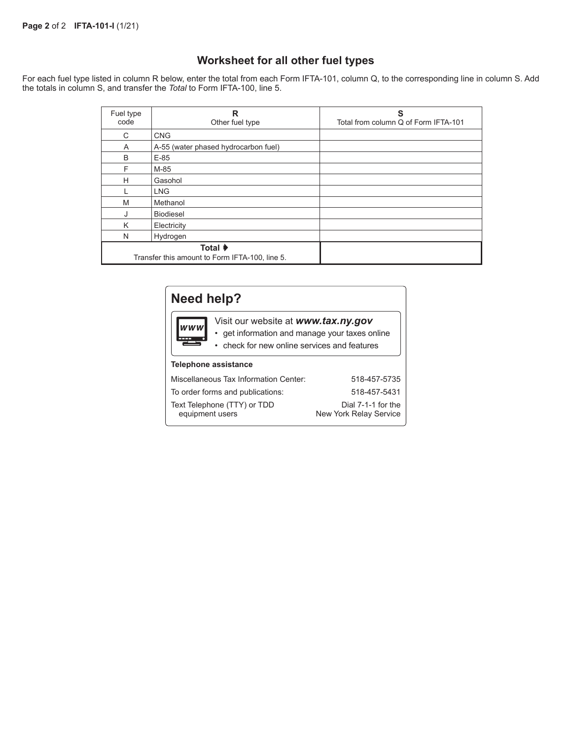## Worksheet for all other fuel types

For each fuel type listed in column R below, enter the total from each Form IFTA-101, column Q, to the corresponding line in column S. Add the totals in column S, and transfer the *Total* to Form IFTA-100, line 5.

| Fuel type code | R<br>Other fuel type | S<br>Total from column Q of Form IFTA-101 |
|---|---|---|
| C | CNG | |
| A | A-55 (water phased hydrocarbon fuel) | |
| B | E-85 | |
| F | M-85 | |
| H | Gasohol | |
| L | LNG | |
| M | Methanol | |
| J | Biodiesel | |
| K | Electricity | |
| N | Hydrogen | |
| **Total** ➧<br>Transfer this amount to Form IFTA-100, line 5. | | |

## Need help?

Visit our website at ***www.tax.ny.gov***
- get information and manage your taxes online
- check for new online services and features

**Telephone assistance**

| | |
|---|---|
| Miscellaneous Tax Information Center: | 518-457-5735 |
| To order forms and publications: | 518-457-5431 |
| Text Telephone (TTY) or TDD equipment users | Dial 7-1-1 for the New York Relay Service |